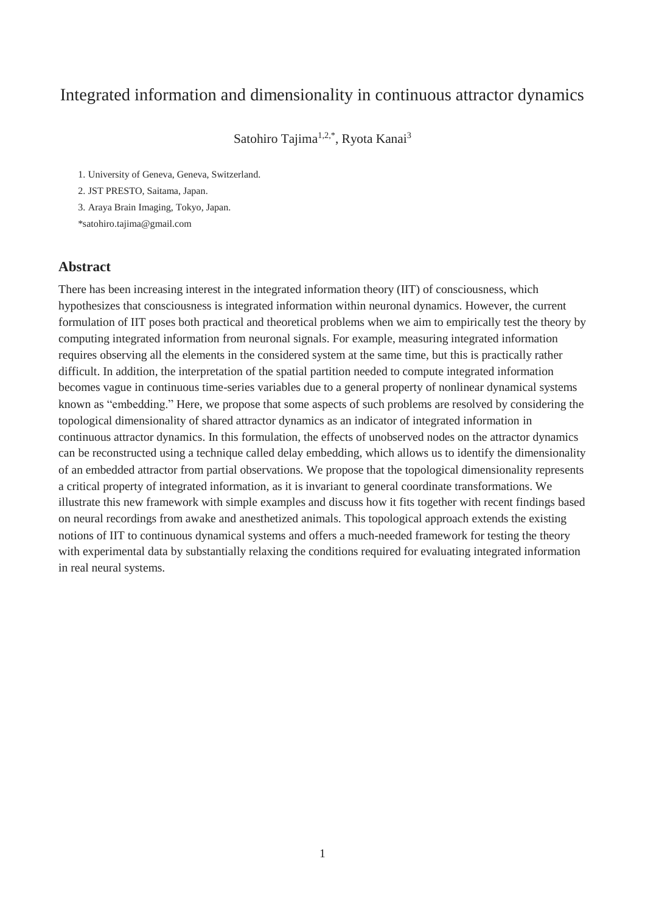# Integrated information and dimensionality in continuous attractor dynamics

Satohiro Tajima[1,2,*], Ryota Kanai[3]

1. University of Geneva, Geneva, Switzerland.
2. JST PRESTO, Saitama, Japan.
3. Araya Brain Imaging, Tokyo, Japan.

*satohiro.tajima@gmail.com

## Abstract

There has been increasing interest in the integrated information theory (IIT) of consciousness, which hypothesizes that consciousness is integrated information within neuronal dynamics. However, the current formulation of IIT poses both practical and theoretical problems when we aim to empirically test the theory by computing integrated information from neuronal signals. For example, measuring integrated information requires observing all the elements in the considered system at the same time, but this is practically rather difficult. In addition, the interpretation of the spatial partition needed to compute integrated information becomes vague in continuous time-series variables due to a general property of nonlinear dynamical systems known as "embedding." Here, we propose that some aspects of such problems are resolved by considering the topological dimensionality of shared attractor dynamics as an indicator of integrated information in continuous attractor dynamics. In this formulation, the effects of unobserved nodes on the attractor dynamics can be reconstructed using a technique called delay embedding, which allows us to identify the dimensionality of an embedded attractor from partial observations. We propose that the topological dimensionality represents a critical property of integrated information, as it is invariant to general coordinate transformations. We illustrate this new framework with simple examples and discuss how it fits together with recent findings based on neural recordings from awake and anesthetized animals. This topological approach extends the existing notions of IIT to continuous dynamical systems and offers a much-needed framework for testing the theory with experimental data by substantially relaxing the conditions required for evaluating integrated information in real neural systems.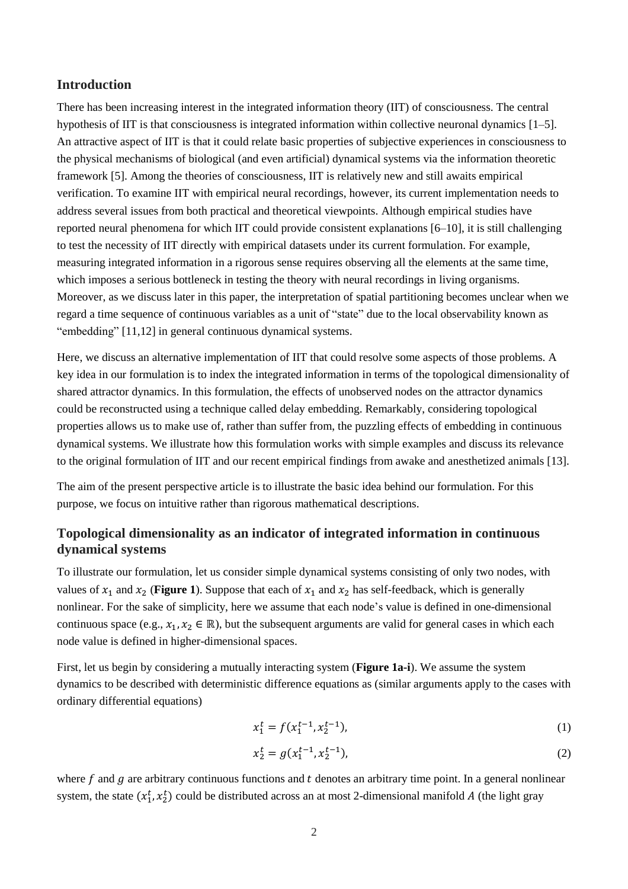## Introduction

There has been increasing interest in the integrated information theory (IIT) of consciousness. The central hypothesis of IIT is that consciousness is integrated information within collective neuronal dynamics [1–5]. An attractive aspect of IIT is that it could relate basic properties of subjective experiences in consciousness to the physical mechanisms of biological (and even artificial) dynamical systems via the information theoretic framework [5]. Among the theories of consciousness, IIT is relatively new and still awaits empirical verification. To examine IIT with empirical neural recordings, however, its current implementation needs to address several issues from both practical and theoretical viewpoints. Although empirical studies have reported neural phenomena for which IIT could provide consistent explanations [6–10], it is still challenging to test the necessity of IIT directly with empirical datasets under its current formulation. For example, measuring integrated information in a rigorous sense requires observing all the elements at the same time, which imposes a serious bottleneck in testing the theory with neural recordings in living organisms. Moreover, as we discuss later in this paper, the interpretation of spatial partitioning becomes unclear when we regard a time sequence of continuous variables as a unit of "state" due to the local observability known as "embedding" [11,12] in general continuous dynamical systems.

Here, we discuss an alternative implementation of IIT that could resolve some aspects of those problems. A key idea in our formulation is to index the integrated information in terms of the topological dimensionality of shared attractor dynamics. In this formulation, the effects of unobserved nodes on the attractor dynamics could be reconstructed using a technique called delay embedding. Remarkably, considering topological properties allows us to make use of, rather than suffer from, the puzzling effects of embedding in continuous dynamical systems. We illustrate how this formulation works with simple examples and discuss its relevance to the original formulation of IIT and our recent empirical findings from awake and anesthetized animals [13].

The aim of the present perspective article is to illustrate the basic idea behind our formulation. For this purpose, we focus on intuitive rather than rigorous mathematical descriptions.

## Topological dimensionality as an indicator of integrated information in continuous dynamical systems

To illustrate our formulation, let us consider simple dynamical systems consisting of only two nodes, with values of $x_1$ and $x_2$ (**Figure 1**). Suppose that each of $x_1$ and $x_2$ has self-feedback, which is generally nonlinear. For the sake of simplicity, here we assume that each node's value is defined in one-dimensional continuous space (e.g., $x_1, x_2 \in \mathbb{R}$), but the subsequent arguments are valid for general cases in which each node value is defined in higher-dimensional spaces.

First, let us begin by considering a mutually interacting system (**Figure 1a-i**). We assume the system dynamics to be described with deterministic difference equations as (similar arguments apply to the cases with ordinary differential equations)

$$x_1^t = f(x_1^{t-1}, x_2^{t-1}), \tag{1}$$

$$x_2^t = g(x_1^{t-1}, x_2^{t-1}), \tag{2}$$

where $f$ and $g$ are arbitrary continuous functions and $t$ denotes an arbitrary time point. In a general nonlinear system, the state $(x_1^t, x_2^t)$ could be distributed across an at most 2-dimensional manifold $A$ (the light gray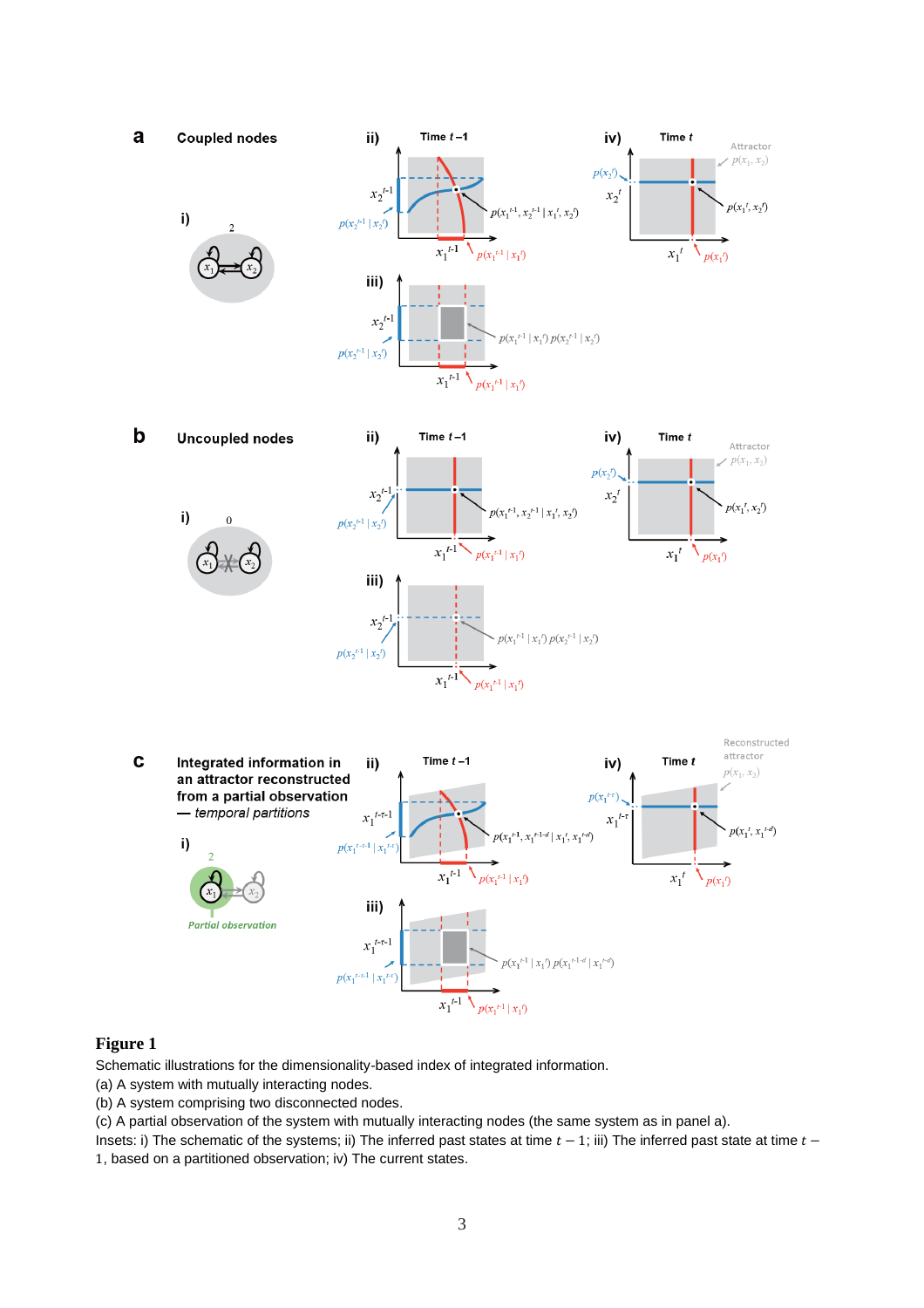**Figure 1**

Schematic illustrations for the dimensionality-based index of integrated information.

(a) A system with mutually interacting nodes.

(b) A system comprising two disconnected nodes.

(c) A partial observation of the system with mutually interacting nodes (the same system as in panel a).

Insets: i) The schematic of the systems; ii) The inferred past states at time $t-1$; iii) The inferred past state at time $t-1$, based on a partitioned observation; iv) The current states.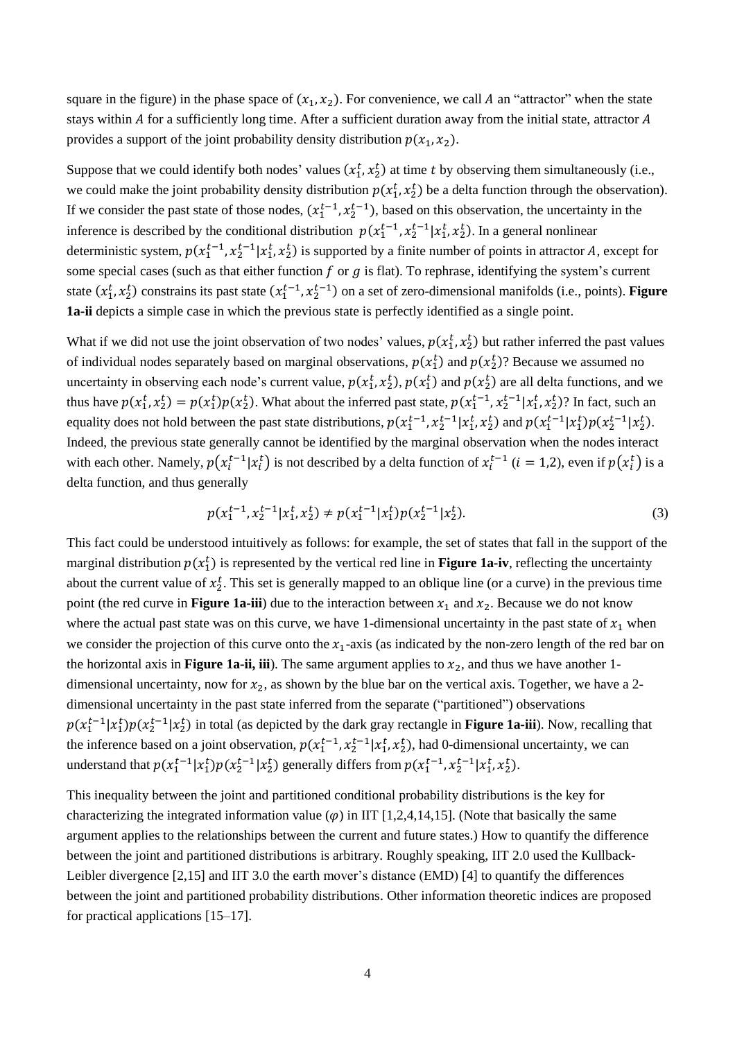square in the figure) in the phase space of $(x_1, x_2)$. For convenience, we call $A$ an "attractor" when the state stays within $A$ for a sufficiently long time. After a sufficient duration away from the initial state, attractor $A$ provides a support of the joint probability density distribution $p(x_1, x_2)$.

Suppose that we could identify both nodes' values $(x_1^t, x_2^t)$ at time $t$ by observing them simultaneously (i.e., we could make the joint probability density distribution $p(x_1^t, x_2^t)$ be a delta function through the observation). If we consider the past state of those nodes, $(x_1^{t-1}, x_2^{t-1})$, based on this observation, the uncertainty in the inference is described by the conditional distribution $p(x_1^{t-1}, x_2^{t-1}|x_1^t, x_2^t)$. In a general nonlinear deterministic system, $p(x_1^{t-1}, x_2^{t-1}|x_1^t, x_2^t)$ is supported by a finite number of points in attractor $A$, except for some special cases (such as that either function $f$ or $g$ is flat). To rephrase, identifying the system's current state $(x_1^t, x_2^t)$ constrains its past state $(x_1^{t-1}, x_2^{t-1})$ on a set of zero-dimensional manifolds (i.e., points). **Figure 1a-ii** depicts a simple case in which the previous state is perfectly identified as a single point.

What if we did not use the joint observation of two nodes' values, $p(x_1^t, x_2^t)$ but rather inferred the past values of individual nodes separately based on marginal observations, $p(x_1^t)$ and $p(x_2^t)$? Because we assumed no uncertainty in observing each node's current value, $p(x_1^t, x_2^t)$, $p(x_1^t)$ and $p(x_2^t)$ are all delta functions, and we thus have $p(x_1^t, x_2^t) = p(x_1^t)p(x_2^t)$. What about the inferred past state, $p(x_1^{t-1}, x_2^{t-1}|x_1^t, x_2^t)$? In fact, such an equality does not hold between the past state distributions, $p(x_1^{t-1}, x_2^{t-1}|x_1^t, x_2^t)$ and $p(x_1^{t-1}|x_1^t)p(x_2^{t-1}|x_2^t)$. Indeed, the previous state generally cannot be identified by the marginal observation when the nodes interact with each other. Namely, $p(x_i^{t-1}|x_i^t)$ is not described by a delta function of $x_i^{t-1}$ $(i = 1,2)$, even if $p(x_i^t)$ is a delta function, and thus generally

$$p(x_1^{t-1}, x_2^{t-1}|x_1^t, x_2^t) \neq p(x_1^{t-1}|x_1^t)p(x_2^{t-1}|x_2^t). \tag{3}$$

This fact could be understood intuitively as follows: for example, the set of states that fall in the support of the marginal distribution $p(x_1^t)$ is represented by the vertical red line in **Figure 1a-iv**, reflecting the uncertainty about the current value of $x_2^t$. This set is generally mapped to an oblique line (or a curve) in the previous time point (the red curve in **Figure 1a-iii**) due to the interaction between $x_1$ and $x_2$. Because we do not know where the actual past state was on this curve, we have 1-dimensional uncertainty in the past state of $x_1$ when we consider the projection of this curve onto the $x_1$-axis (as indicated by the non-zero length of the red bar on the horizontal axis in **Figure 1a-ii, iii**). The same argument applies to $x_2$, and thus we have another 1-dimensional uncertainty, now for $x_2$, as shown by the blue bar on the vertical axis. Together, we have a 2-dimensional uncertainty in the past state inferred from the separate ("partitioned") observations $p(x_1^{t-1}|x_1^t)p(x_2^{t-1}|x_2^t)$ in total (as depicted by the dark gray rectangle in **Figure 1a-iii**). Now, recalling that the inference based on a joint observation, $p(x_1^{t-1}, x_2^{t-1}|x_1^t, x_2^t)$, had 0-dimensional uncertainty, we can understand that $p(x_1^{t-1}|x_1^t)p(x_2^{t-1}|x_2^t)$ generally differs from $p(x_1^{t-1}, x_2^{t-1}|x_1^t, x_2^t)$.

This inequality between the joint and partitioned conditional probability distributions is the key for characterizing the integrated information value ($\varphi$) in IIT [1,2,4,14,15]. (Note that basically the same argument applies to the relationships between the current and future states.) How to quantify the difference between the joint and partitioned distributions is arbitrary. Roughly speaking, IIT 2.0 used the Kullback-Leibler divergence [2,15] and IIT 3.0 the earth mover's distance (EMD) [4] to quantify the differences between the joint and partitioned probability distributions. Other information theoretic indices are proposed for practical applications [15–17].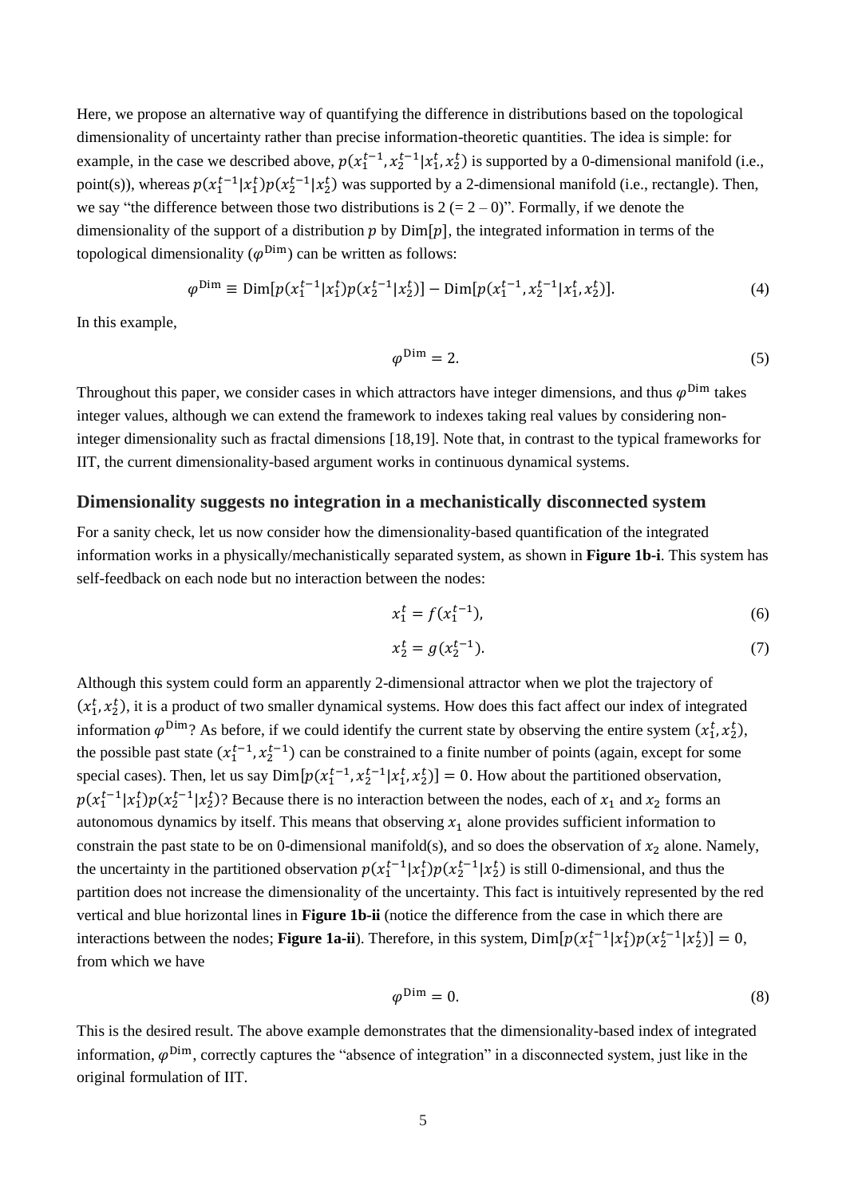Here, we propose an alternative way of quantifying the difference in distributions based on the topological dimensionality of uncertainty rather than precise information-theoretic quantities. The idea is simple: for example, in the case we described above, $p(x_1^{t-1}, x_2^{t-1}|x_1^t, x_2^t)$ is supported by a 0-dimensional manifold (i.e., point(s)), whereas $p(x_1^{t-1}|x_1^t)p(x_2^{t-1}|x_2^t)$ was supported by a 2-dimensional manifold (i.e., rectangle). Then, we say "the difference between those two distributions is 2 (= 2 – 0)". Formally, if we denote the dimensionality of the support of a distribution $p$ by $\mathrm{Dim}[p]$, the integrated information in terms of the topological dimensionality ($\varphi^{\mathrm{Dim}}$) can be written as follows:

$$\varphi^{\mathrm{Dim}} \equiv \mathrm{Dim}[p(x_1^{t-1}|x_1^t)p(x_2^{t-1}|x_2^t)] - \mathrm{Dim}[p(x_1^{t-1}, x_2^{t-1}|x_1^t, x_2^t)]. \tag{4}$$

In this example,

$$\varphi^{\mathrm{Dim}} = 2. \tag{5}$$

Throughout this paper, we consider cases in which attractors have integer dimensions, and thus $\varphi^{\mathrm{Dim}}$ takes integer values, although we can extend the framework to indexes taking real values by considering non-integer dimensionality such as fractal dimensions [18,19]. Note that, in contrast to the typical frameworks for IIT, the current dimensionality-based argument works in continuous dynamical systems.

## Dimensionality suggests no integration in a mechanistically disconnected system

For a sanity check, let us now consider how the dimensionality-based quantification of the integrated information works in a physically/mechanistically separated system, as shown in **Figure 1b-i**. This system has self-feedback on each node but no interaction between the nodes:

$$x_1^t = f(x_1^{t-1}), \tag{6}$$

$$x_2^t = g(x_2^{t-1}). \tag{7}$$

Although this system could form an apparently 2-dimensional attractor when we plot the trajectory of $(x_1^t, x_2^t)$, it is a product of two smaller dynamical systems. How does this fact affect our index of integrated information $\varphi^{\mathrm{Dim}}$? As before, if we could identify the current state by observing the entire system $(x_1^t, x_2^t)$, the possible past state $(x_1^{t-1}, x_2^{t-1})$ can be constrained to a finite number of points (again, except for some special cases). Then, let us say $\mathrm{Dim}[p(x_1^{t-1}, x_2^{t-1}|x_1^t, x_2^t)] = 0$. How about the partitioned observation, $p(x_1^{t-1}|x_1^t)p(x_2^{t-1}|x_2^t)$? Because there is no interaction between the nodes, each of $x_1$ and $x_2$ forms an autonomous dynamics by itself. This means that observing $x_1$ alone provides sufficient information to constrain the past state to be on 0-dimensional manifold(s), and so does the observation of $x_2$ alone. Namely, the uncertainty in the partitioned observation $p(x_1^{t-1}|x_1^t)p(x_2^{t-1}|x_2^t)$ is still 0-dimensional, and thus the partition does not increase the dimensionality of the uncertainty. This fact is intuitively represented by the red vertical and blue horizontal lines in **Figure 1b-ii** (notice the difference from the case in which there are interactions between the nodes; **Figure 1a-ii**). Therefore, in this system, $\mathrm{Dim}[p(x_1^{t-1}|x_1^t)p(x_2^{t-1}|x_2^t)] = 0$, from which we have

$$\varphi^{\mathrm{Dim}} = 0. \tag{8}$$

This is the desired result. The above example demonstrates that the dimensionality-based index of integrated information, $\varphi^{\mathrm{Dim}}$, correctly captures the "absence of integration" in a disconnected system, just like in the original formulation of IIT.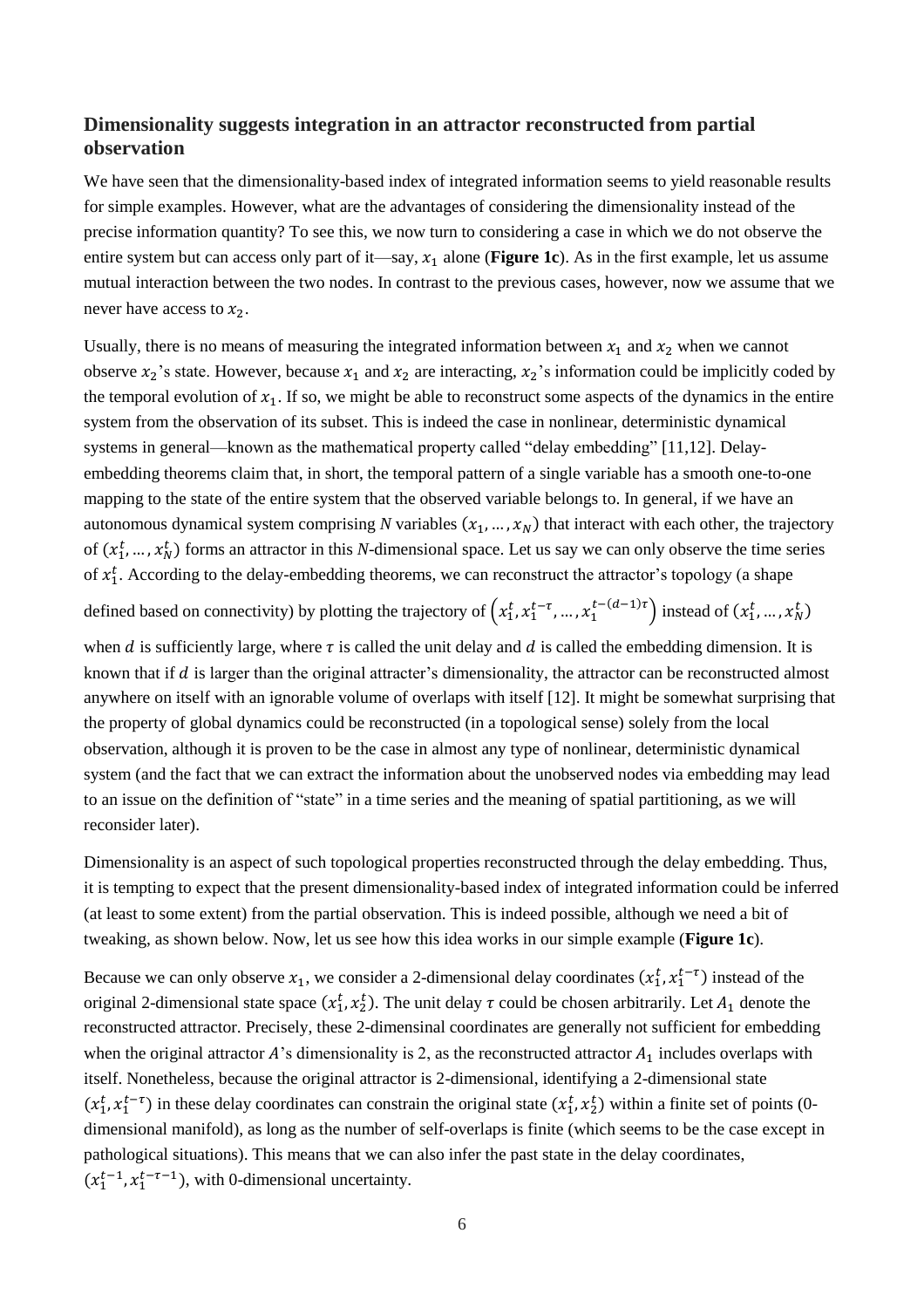## Dimensionality suggests integration in an attractor reconstructed from partial observation

We have seen that the dimensionality-based index of integrated information seems to yield reasonable results for simple examples. However, what are the advantages of considering the dimensionality instead of the precise information quantity? To see this, we now turn to considering a case in which we do not observe the entire system but can access only part of it—say, $x_1$ alone (**Figure 1c**). As in the first example, let us assume mutual interaction between the two nodes. In contrast to the previous cases, however, now we assume that we never have access to $x_2$.

Usually, there is no means of measuring the integrated information between $x_1$ and $x_2$ when we cannot observe $x_2$'s state. However, because $x_1$ and $x_2$ are interacting, $x_2$'s information could be implicitly coded by the temporal evolution of $x_1$. If so, we might be able to reconstruct some aspects of the dynamics in the entire system from the observation of its subset. This is indeed the case in nonlinear, deterministic dynamical systems in general—known as the mathematical property called "delay embedding" [11,12]. Delay-embedding theorems claim that, in short, the temporal pattern of a single variable has a smooth one-to-one mapping to the state of the entire system that the observed variable belongs to. In general, if we have an autonomous dynamical system comprising *N* variables $(x_1, \ldots, x_N)$ that interact with each other, the trajectory of $(x_1^t, \ldots, x_N^t)$ forms an attractor in this *N*-dimensional space. Let us say we can only observe the time series of $x_1^t$. According to the delay-embedding theorems, we can reconstruct the attractor's topology (a shape defined based on connectivity) by plotting the trajectory of $\left(x_1^t, x_1^{t-\tau}, \ldots, x_1^{t-(d-1)\tau}\right)$ instead of $(x_1^t, \ldots, x_N^t)$ when $d$ is sufficiently large, where $\tau$ is called the unit delay and $d$ is called the embedding dimension. It is known that if $d$ is larger than the original attracter's dimensionality, the attractor can be reconstructed almost anywhere on itself with an ignorable volume of overlaps with itself [12]. It might be somewhat surprising that the property of global dynamics could be reconstructed (in a topological sense) solely from the local observation, although it is proven to be the case in almost any type of nonlinear, deterministic dynamical system (and the fact that we can extract the information about the unobserved nodes via embedding may lead to an issue on the definition of "state" in a time series and the meaning of spatial partitioning, as we will reconsider later).

Dimensionality is an aspect of such topological properties reconstructed through the delay embedding. Thus, it is tempting to expect that the present dimensionality-based index of integrated information could be inferred (at least to some extent) from the partial observation. This is indeed possible, although we need a bit of tweaking, as shown below. Now, let us see how this idea works in our simple example (**Figure 1c**).

Because we can only observe $x_1$, we consider a 2-dimensional delay coordinates $(x_1^t, x_1^{t-\tau})$ instead of the original 2-dimensional state space $(x_1^t, x_2^t)$. The unit delay $\tau$ could be chosen arbitrarily. Let $A_1$ denote the reconstructed attractor. Precisely, these 2-dimensinal coordinates are generally not sufficient for embedding when the original attractor $A$'s dimensionality is 2, as the reconstructed attractor $A_1$ includes overlaps with itself. Nonetheless, because the original attractor is 2-dimensional, identifying a 2-dimensional state $(x_1^t, x_1^{t-\tau})$ in these delay coordinates can constrain the original state $(x_1^t, x_2^t)$ within a finite set of points (0-dimensional manifold), as long as the number of self-overlaps is finite (which seems to be the case except in pathological situations). This means that we can also infer the past state in the delay coordinates, $(x_1^{t-1}, x_1^{t-\tau-1})$, with 0-dimensional uncertainty.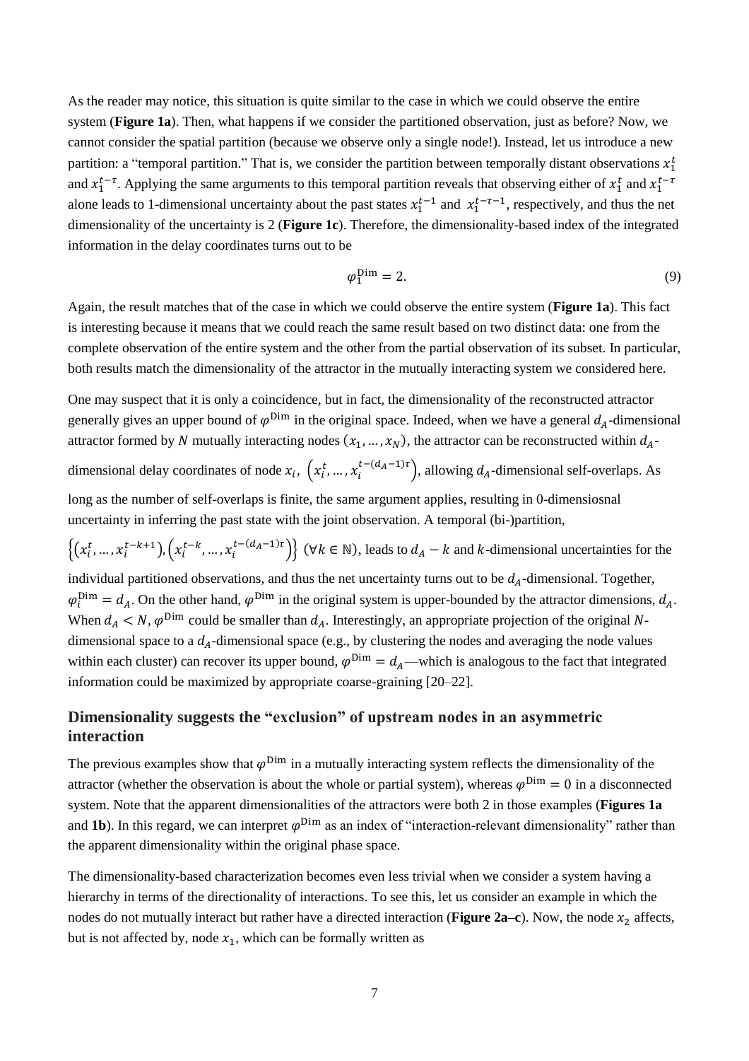As the reader may notice, this situation is quite similar to the case in which we could observe the entire system (**Figure 1a**). Then, what happens if we consider the partitioned observation, just as before? Now, we cannot consider the spatial partition (because we observe only a single node!). Instead, let us introduce a new partition: a "temporal partition." That is, we consider the partition between temporally distant observations $x_1^t$ and $x_1^{t-\tau}$. Applying the same arguments to this temporal partition reveals that observing either of $x_1^t$ and $x_1^{t-\tau}$ alone leads to 1-dimensional uncertainty about the past states $x_1^{t-1}$ and $x_1^{t-\tau-1}$, respectively, and thus the net dimensionality of the uncertainty is 2 (**Figure 1c**). Therefore, the dimensionality-based index of the integrated information in the delay coordinates turns out to be

$$\varphi_1^{\mathrm{Dim}} = 2. \tag{9}$$

Again, the result matches that of the case in which we could observe the entire system (**Figure 1a**). This fact is interesting because it means that we could reach the same result based on two distinct data: one from the complete observation of the entire system and the other from the partial observation of its subset. In particular, both results match the dimensionality of the attractor in the mutually interacting system we considered here.

One may suspect that it is only a coincidence, but in fact, the dimensionality of the reconstructed attractor generally gives an upper bound of $\varphi^{\mathrm{Dim}}$ in the original space. Indeed, when we have a general $d_A$-dimensional attractor formed by $N$ mutually interacting nodes $(x_1, \ldots, x_N)$, the attractor can be reconstructed within $d_A$-dimensional delay coordinates of node $x_i$, $\left(x_i^t, \ldots, x_i^{t-(d_A-1)\tau}\right)$, allowing $d_A$-dimensional self-overlaps. As long as the number of self-overlaps is finite, the same argument applies, resulting in 0-dimensiosnal uncertainty in inferring the past state with the joint observation. A temporal (bi-)partition, $\left\{\left(x_i^t, \ldots, x_i^{t-k+1}\right), \left(x_i^{t-k}, \ldots, x_i^{t-(d_A-1)\tau}\right)\right\}$ $(\forall k \in \mathbb{N})$, leads to $d_A - k$ and $k$-dimensional uncertainties for the individual partitioned observations, and thus the net uncertainty turns out to be $d_A$-dimensional. Together, $\varphi_i^{\mathrm{Dim}} = d_A$. On the other hand, $\varphi^{\mathrm{Dim}}$ in the original system is upper-bounded by the attractor dimensions, $d_A$. When $d_A < N$, $\varphi^{\mathrm{Dim}}$ could be smaller than $d_A$. Interestingly, an appropriate projection of the original $N$-dimensional space to a $d_A$-dimensional space (e.g., by clustering the nodes and averaging the node values within each cluster) can recover its upper bound, $\varphi^{\mathrm{Dim}} = d_A$—which is analogous to the fact that integrated information could be maximized by appropriate coarse-graining [20–22].

## Dimensionality suggests the "exclusion" of upstream nodes in an asymmetric interaction

The previous examples show that $\varphi^{\mathrm{Dim}}$ in a mutually interacting system reflects the dimensionality of the attractor (whether the observation is about the whole or partial system), whereas $\varphi^{\mathrm{Dim}} = 0$ in a disconnected system. Note that the apparent dimensionalities of the attractors were both 2 in those examples (**Figures 1a** and **1b**). In this regard, we can interpret $\varphi^{\mathrm{Dim}}$ as an index of "interaction-relevant dimensionality" rather than the apparent dimensionality within the original phase space.

The dimensionality-based characterization becomes even less trivial when we consider a system having a hierarchy in terms of the directionality of interactions. To see this, let us consider an example in which the nodes do not mutually interact but rather have a directed interaction (**Figure 2a–c**). Now, the node $x_2$ affects, but is not affected by, node $x_1$, which can be formally written as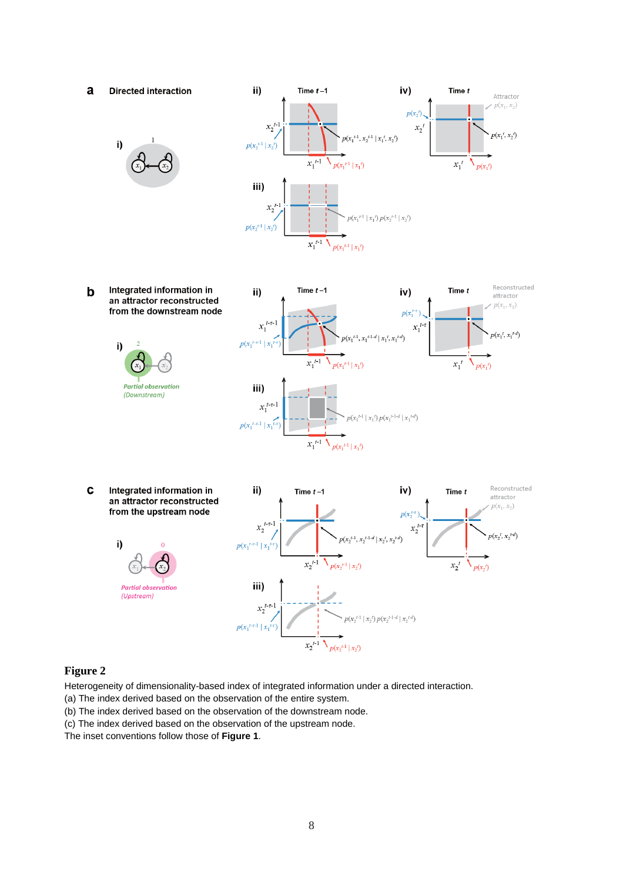**Figure 2**

Heterogeneity of dimensionality-based index of integrated information under a directed interaction.
(a) The index derived based on the observation of the entire system.
(b) The index derived based on the observation of the downstream node.
(c) The index derived based on the observation of the upstream node.
The inset conventions follow those of **Figure 1**.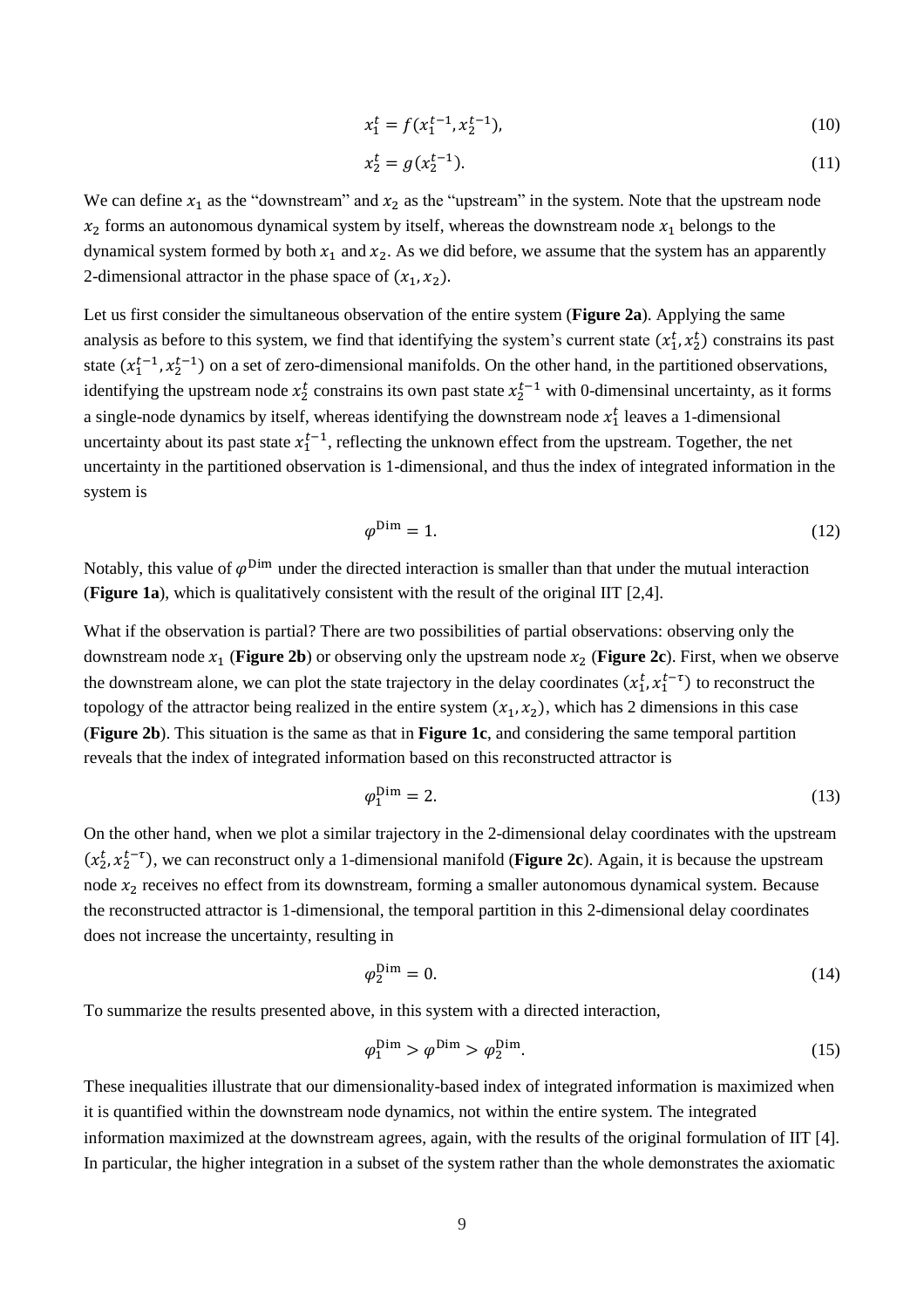$$x_1^t = f(x_1^{t-1}, x_2^{t-1}), \tag{10}$$

$$x_2^t = g(x_2^{t-1}). \tag{11}$$

We can define $x_1$ as the "downstream" and $x_2$ as the "upstream" in the system. Note that the upstream node $x_2$ forms an autonomous dynamical system by itself, whereas the downstream node $x_1$ belongs to the dynamical system formed by both $x_1$ and $x_2$. As we did before, we assume that the system has an apparently 2-dimensional attractor in the phase space of $(x_1, x_2)$.

Let us first consider the simultaneous observation of the entire system (**Figure 2a**). Applying the same analysis as before to this system, we find that identifying the system's current state $(x_1^t, x_2^t)$ constrains its past state $(x_1^{t-1}, x_2^{t-1})$ on a set of zero-dimensional manifolds. On the other hand, in the partitioned observations, identifying the upstream node $x_2^t$ constrains its own past state $x_2^{t-1}$ with 0-dimensinal uncertainty, as it forms a single-node dynamics by itself, whereas identifying the downstream node $x_1^t$ leaves a 1-dimensional uncertainty about its past state $x_1^{t-1}$, reflecting the unknown effect from the upstream. Together, the net uncertainty in the partitioned observation is 1-dimensional, and thus the index of integrated information in the system is

$$\varphi^{\mathrm{Dim}} = 1. \tag{12}$$

Notably, this value of $\varphi^{\mathrm{Dim}}$ under the directed interaction is smaller than that under the mutual interaction (**Figure 1a**), which is qualitatively consistent with the result of the original IIT [2,4].

What if the observation is partial? There are two possibilities of partial observations: observing only the downstream node $x_1$ (**Figure 2b**) or observing only the upstream node $x_2$ (**Figure 2c**). First, when we observe the downstream alone, we can plot the state trajectory in the delay coordinates $(x_1^t, x_1^{t-\tau})$ to reconstruct the topology of the attractor being realized in the entire system $(x_1, x_2)$, which has 2 dimensions in this case (**Figure 2b**). This situation is the same as that in **Figure 1c**, and considering the same temporal partition reveals that the index of integrated information based on this reconstructed attractor is

$$\varphi_1^{\mathrm{Dim}} = 2. \tag{13}$$

On the other hand, when we plot a similar trajectory in the 2-dimensional delay coordinates with the upstream $(x_2^t, x_2^{t-\tau})$, we can reconstruct only a 1-dimensional manifold (**Figure 2c**). Again, it is because the upstream node $x_2$ receives no effect from its downstream, forming a smaller autonomous dynamical system. Because the reconstructed attractor is 1-dimensional, the temporal partition in this 2-dimensional delay coordinates does not increase the uncertainty, resulting in

$$\varphi_2^{\mathrm{Dim}} = 0. \tag{14}$$

To summarize the results presented above, in this system with a directed interaction,

$$\varphi_1^{\mathrm{Dim}} > \varphi^{\mathrm{Dim}} > \varphi_2^{\mathrm{Dim}}. \tag{15}$$

These inequalities illustrate that our dimensionality-based index of integrated information is maximized when it is quantified within the downstream node dynamics, not within the entire system. The integrated information maximized at the downstream agrees, again, with the results of the original formulation of IIT [4]. In particular, the higher integration in a subset of the system rather than the whole demonstrates the axiomatic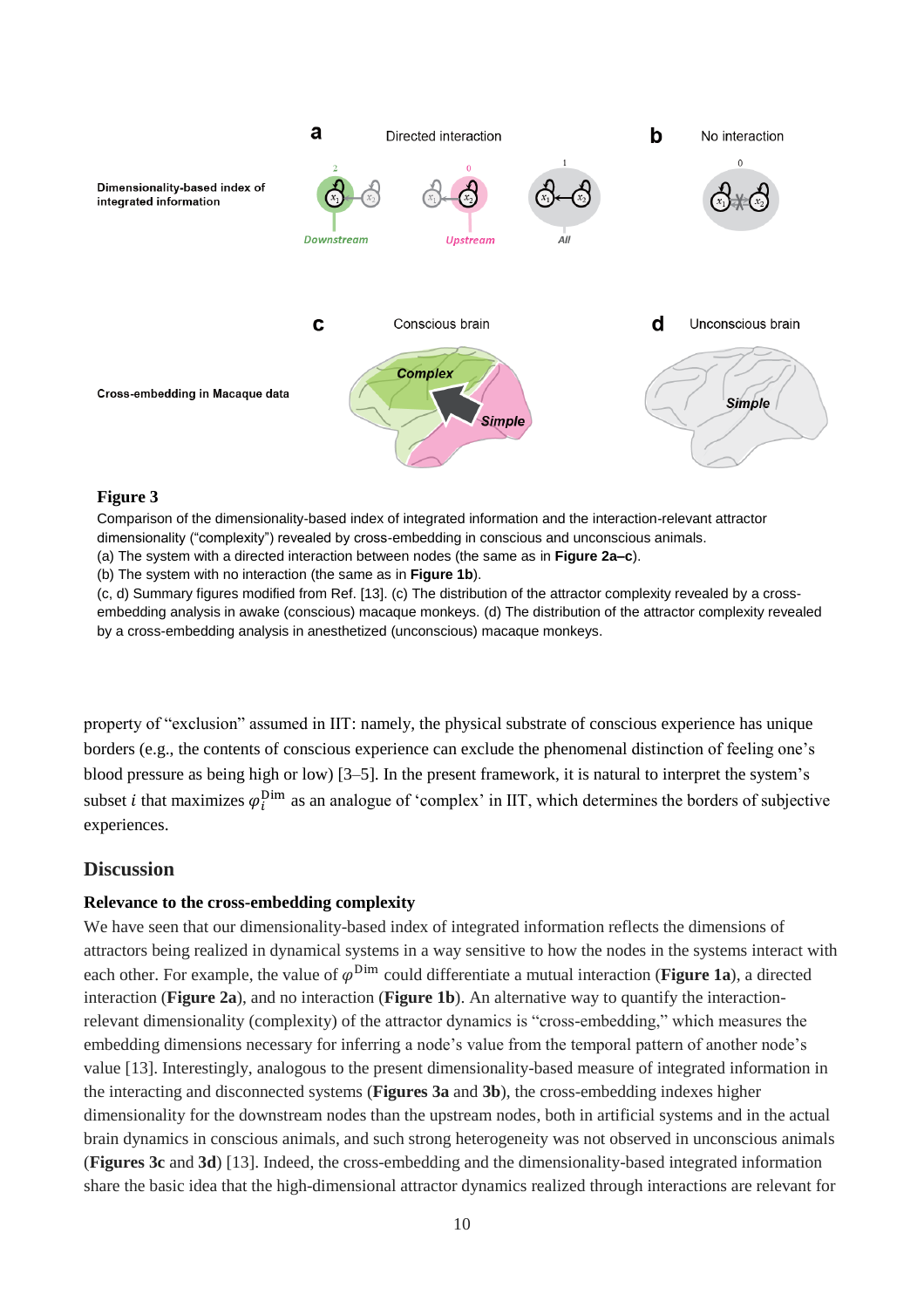**Figure 3**

Comparison of the dimensionality-based index of integrated information and the interaction-relevant attractor dimensionality ("complexity") revealed by cross-embedding in conscious and unconscious animals.

(a) The system with a directed interaction between nodes (the same as in **Figure 2a–c**).

(b) The system with no interaction (the same as in **Figure 1b**).

(c, d) Summary figures modified from Ref. [13]. (c) The distribution of the attractor complexity revealed by a cross-embedding analysis in awake (conscious) macaque monkeys. (d) The distribution of the attractor complexity revealed by a cross-embedding analysis in anesthetized (unconscious) macaque monkeys.

property of "exclusion" assumed in IIT: namely, the physical substrate of conscious experience has unique borders (e.g., the contents of conscious experience can exclude the phenomenal distinction of feeling one's blood pressure as being high or low) [3–5]. In the present framework, it is natural to interpret the system's subset $i$ that maximizes $\varphi_i^{\mathrm{Dim}}$ as an analogue of 'complex' in IIT, which determines the borders of subjective experiences.

## Discussion

### Relevance to the cross-embedding complexity

We have seen that our dimensionality-based index of integrated information reflects the dimensions of attractors being realized in dynamical systems in a way sensitive to how the nodes in the systems interact with each other. For example, the value of $\varphi^{\mathrm{Dim}}$ could differentiate a mutual interaction (**Figure 1a**), a directed interaction (**Figure 2a**), and no interaction (**Figure 1b**). An alternative way to quantify the interaction-relevant dimensionality (complexity) of the attractor dynamics is "cross-embedding," which measures the embedding dimensions necessary for inferring a node's value from the temporal pattern of another node's value [13]. Interestingly, analogous to the present dimensionality-based measure of integrated information in the interacting and disconnected systems (**Figures 3a** and **3b**), the cross-embedding indexes higher dimensionality for the downstream nodes than the upstream nodes, both in artificial systems and in the actual brain dynamics in conscious animals, and such strong heterogeneity was not observed in unconscious animals (**Figures 3c** and **3d**) [13]. Indeed, the cross-embedding and the dimensionality-based integrated information share the basic idea that the high-dimensional attractor dynamics realized through interactions are relevant for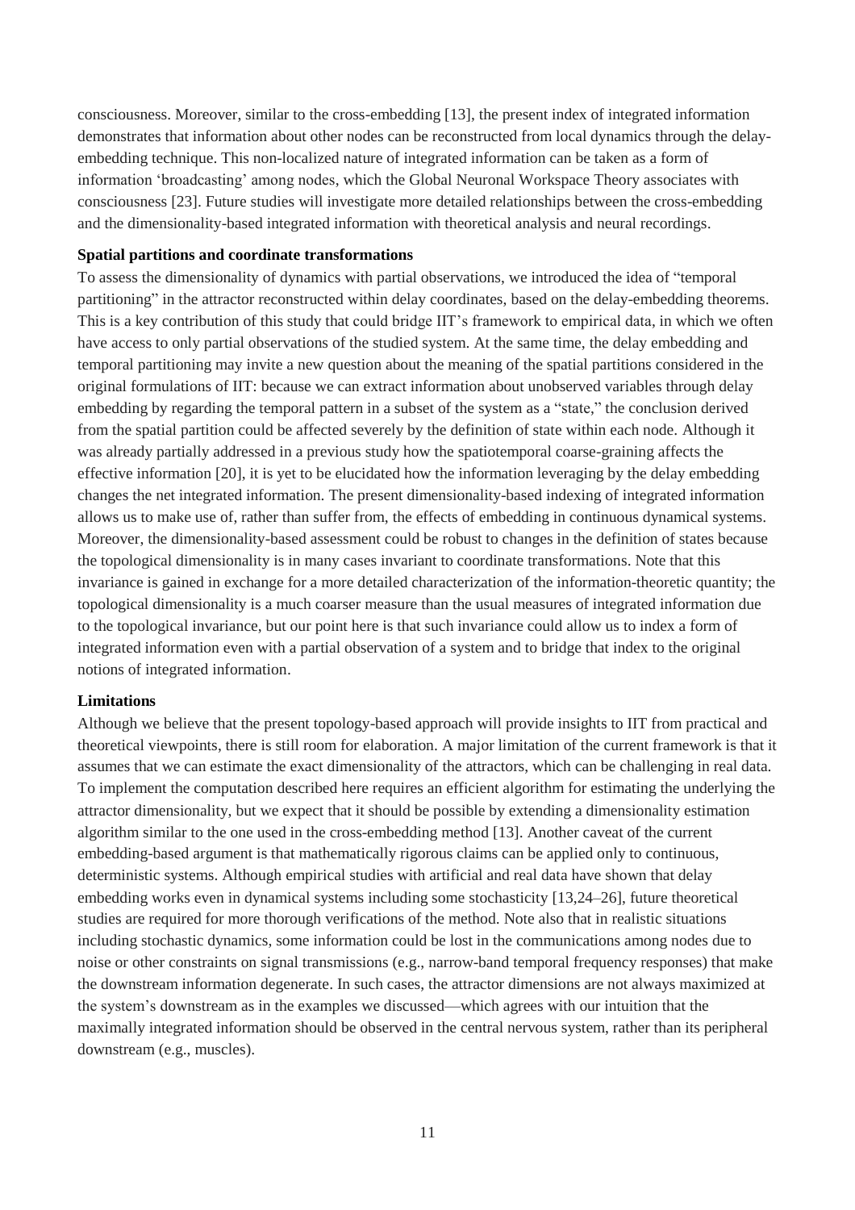consciousness. Moreover, similar to the cross-embedding [13], the present index of integrated information demonstrates that information about other nodes can be reconstructed from local dynamics through the delay-embedding technique. This non-localized nature of integrated information can be taken as a form of information 'broadcasting' among nodes, which the Global Neuronal Workspace Theory associates with consciousness [23]. Future studies will investigate more detailed relationships between the cross-embedding and the dimensionality-based integrated information with theoretical analysis and neural recordings.

**Spatial partitions and coordinate transformations**

To assess the dimensionality of dynamics with partial observations, we introduced the idea of "temporal partitioning" in the attractor reconstructed within delay coordinates, based on the delay-embedding theorems. This is a key contribution of this study that could bridge IIT's framework to empirical data, in which we often have access to only partial observations of the studied system. At the same time, the delay embedding and temporal partitioning may invite a new question about the meaning of the spatial partitions considered in the original formulations of IIT: because we can extract information about unobserved variables through delay embedding by regarding the temporal pattern in a subset of the system as a "state," the conclusion derived from the spatial partition could be affected severely by the definition of state within each node. Although it was already partially addressed in a previous study how the spatiotemporal coarse-graining affects the effective information [20], it is yet to be elucidated how the information leveraging by the delay embedding changes the net integrated information. The present dimensionality-based indexing of integrated information allows us to make use of, rather than suffer from, the effects of embedding in continuous dynamical systems. Moreover, the dimensionality-based assessment could be robust to changes in the definition of states because the topological dimensionality is in many cases invariant to coordinate transformations. Note that this invariance is gained in exchange for a more detailed characterization of the information-theoretic quantity; the topological dimensionality is a much coarser measure than the usual measures of integrated information due to the topological invariance, but our point here is that such invariance could allow us to index a form of integrated information even with a partial observation of a system and to bridge that index to the original notions of integrated information.

**Limitations**

Although we believe that the present topology-based approach will provide insights to IIT from practical and theoretical viewpoints, there is still room for elaboration. A major limitation of the current framework is that it assumes that we can estimate the exact dimensionality of the attractors, which can be challenging in real data. To implement the computation described here requires an efficient algorithm for estimating the underlying the attractor dimensionality, but we expect that it should be possible by extending a dimensionality estimation algorithm similar to the one used in the cross-embedding method [13]. Another caveat of the current embedding-based argument is that mathematically rigorous claims can be applied only to continuous, deterministic systems. Although empirical studies with artificial and real data have shown that delay embedding works even in dynamical systems including some stochasticity [13,24–26], future theoretical studies are required for more thorough verifications of the method. Note also that in realistic situations including stochastic dynamics, some information could be lost in the communications among nodes due to noise or other constraints on signal transmissions (e.g., narrow-band temporal frequency responses) that make the downstream information degenerate. In such cases, the attractor dimensions are not always maximized at the system's downstream as in the examples we discussed—which agrees with our intuition that the maximally integrated information should be observed in the central nervous system, rather than its peripheral downstream (e.g., muscles).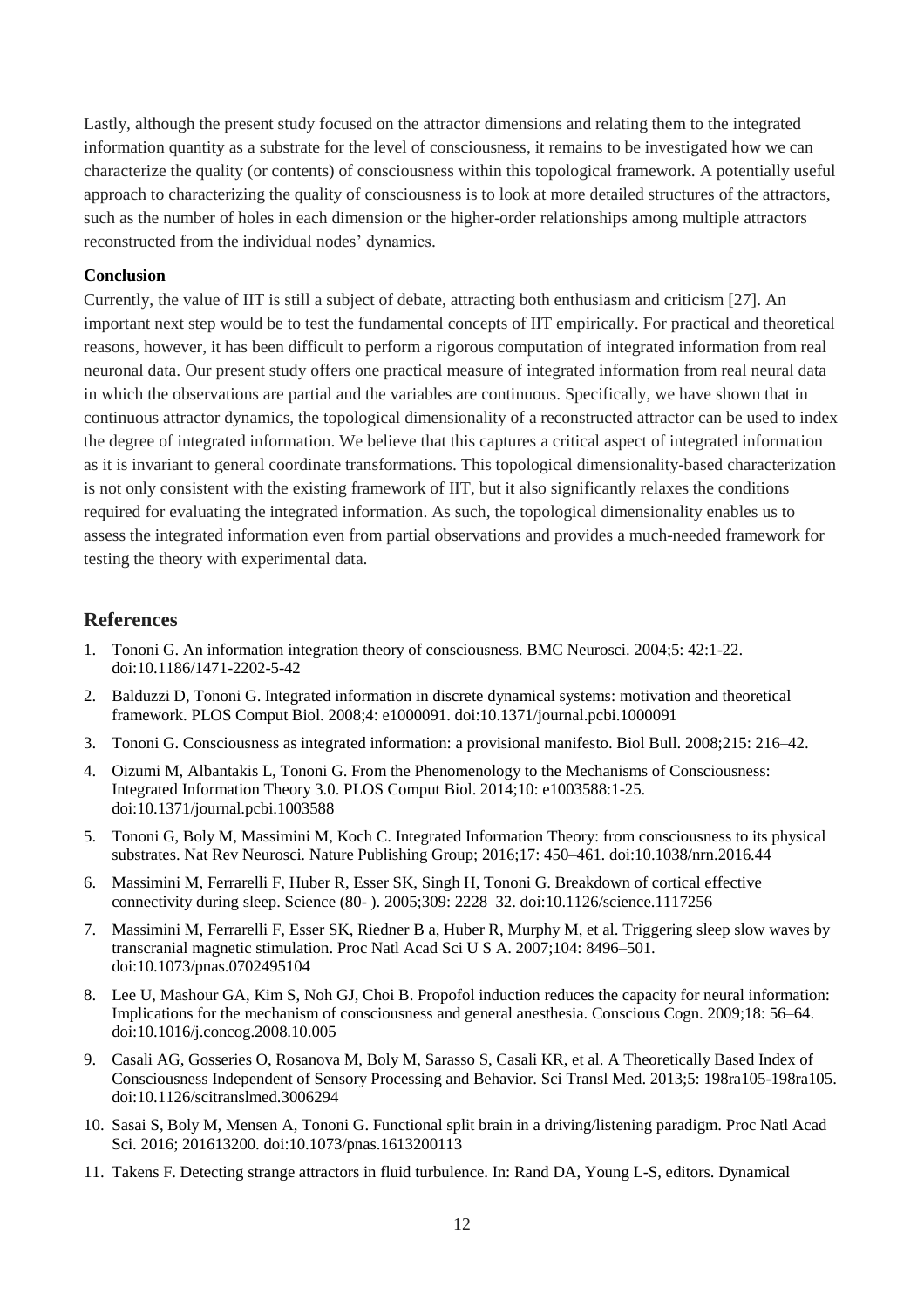Lastly, although the present study focused on the attractor dimensions and relating them to the integrated information quantity as a substrate for the level of consciousness, it remains to be investigated how we can characterize the quality (or contents) of consciousness within this topological framework. A potentially useful approach to characterizing the quality of consciousness is to look at more detailed structures of the attractors, such as the number of holes in each dimension or the higher-order relationships among multiple attractors reconstructed from the individual nodes' dynamics.

**Conclusion**

Currently, the value of IIT is still a subject of debate, attracting both enthusiasm and criticism [27]. An important next step would be to test the fundamental concepts of IIT empirically. For practical and theoretical reasons, however, it has been difficult to perform a rigorous computation of integrated information from real neuronal data. Our present study offers one practical measure of integrated information from real neural data in which the observations are partial and the variables are continuous. Specifically, we have shown that in continuous attractor dynamics, the topological dimensionality of a reconstructed attractor can be used to index the degree of integrated information. We believe that this captures a critical aspect of integrated information as it is invariant to general coordinate transformations. This topological dimensionality-based characterization is not only consistent with the existing framework of IIT, but it also significantly relaxes the conditions required for evaluating the integrated information. As such, the topological dimensionality enables us to assess the integrated information even from partial observations and provides a much-needed framework for testing the theory with experimental data.

## References

1. Tononi G. An information integration theory of consciousness. BMC Neurosci. 2004;5: 42:1-22. doi:10.1186/1471-2202-5-42
2. Balduzzi D, Tononi G. Integrated information in discrete dynamical systems: motivation and theoretical framework. PLOS Comput Biol. 2008;4: e1000091. doi:10.1371/journal.pcbi.1000091
3. Tononi G. Consciousness as integrated information: a provisional manifesto. Biol Bull. 2008;215: 216–42.
4. Oizumi M, Albantakis L, Tononi G. From the Phenomenology to the Mechanisms of Consciousness: Integrated Information Theory 3.0. PLOS Comput Biol. 2014;10: e1003588:1-25. doi:10.1371/journal.pcbi.1003588
5. Tononi G, Boly M, Massimini M, Koch C. Integrated Information Theory: from consciousness to its physical substrates. Nat Rev Neurosci. Nature Publishing Group; 2016;17: 450–461. doi:10.1038/nrn.2016.44
6. Massimini M, Ferrarelli F, Huber R, Esser SK, Singh H, Tononi G. Breakdown of cortical effective connectivity during sleep. Science (80- ). 2005;309: 2228–32. doi:10.1126/science.1117256
7. Massimini M, Ferrarelli F, Esser SK, Riedner B a, Huber R, Murphy M, et al. Triggering sleep slow waves by transcranial magnetic stimulation. Proc Natl Acad Sci U S A. 2007;104: 8496–501. doi:10.1073/pnas.0702495104
8. Lee U, Mashour GA, Kim S, Noh GJ, Choi B. Propofol induction reduces the capacity for neural information: Implications for the mechanism of consciousness and general anesthesia. Conscious Cogn. 2009;18: 56–64. doi:10.1016/j.concog.2008.10.005
9. Casali AG, Gosseries O, Rosanova M, Boly M, Sarasso S, Casali KR, et al. A Theoretically Based Index of Consciousness Independent of Sensory Processing and Behavior. Sci Transl Med. 2013;5: 198ra105-198ra105. doi:10.1126/scitranslmed.3006294
10. Sasai S, Boly M, Mensen A, Tononi G. Functional split brain in a driving/listening paradigm. Proc Natl Acad Sci. 2016; 201613200. doi:10.1073/pnas.1613200113
11. Takens F. Detecting strange attractors in fluid turbulence. In: Rand DA, Young L-S, editors. Dynamical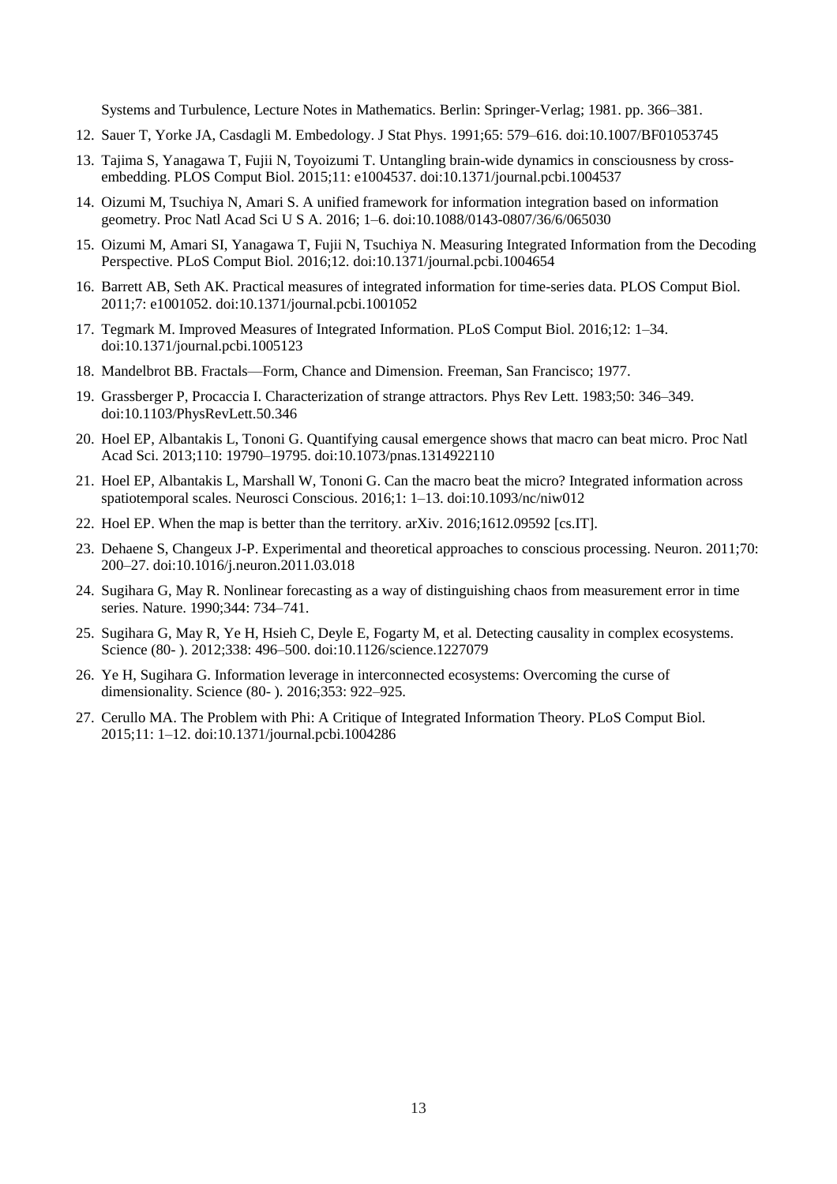Systems and Turbulence, Lecture Notes in Mathematics. Berlin: Springer-Verlag; 1981. pp. 366–381.

12. Sauer T, Yorke JA, Casdagli M. Embedology. J Stat Phys. 1991;65: 579–616. doi:10.1007/BF01053745
13. Tajima S, Yanagawa T, Fujii N, Toyoizumi T. Untangling brain-wide dynamics in consciousness by cross-embedding. PLOS Comput Biol. 2015;11: e1004537. doi:10.1371/journal.pcbi.1004537
14. Oizumi M, Tsuchiya N, Amari S. A unified framework for information integration based on information geometry. Proc Natl Acad Sci U S A. 2016; 1–6. doi:10.1088/0143-0807/36/6/065030
15. Oizumi M, Amari SI, Yanagawa T, Fujii N, Tsuchiya N. Measuring Integrated Information from the Decoding Perspective. PLoS Comput Biol. 2016;12. doi:10.1371/journal.pcbi.1004654
16. Barrett AB, Seth AK. Practical measures of integrated information for time-series data. PLOS Comput Biol. 2011;7: e1001052. doi:10.1371/journal.pcbi.1001052
17. Tegmark M. Improved Measures of Integrated Information. PLoS Comput Biol. 2016;12: 1–34. doi:10.1371/journal.pcbi.1005123
18. Mandelbrot BB. Fractals—Form, Chance and Dimension. Freeman, San Francisco; 1977.
19. Grassberger P, Procaccia I. Characterization of strange attractors. Phys Rev Lett. 1983;50: 346–349. doi:10.1103/PhysRevLett.50.346
20. Hoel EP, Albantakis L, Tononi G. Quantifying causal emergence shows that macro can beat micro. Proc Natl Acad Sci. 2013;110: 19790–19795. doi:10.1073/pnas.1314922110
21. Hoel EP, Albantakis L, Marshall W, Tononi G. Can the macro beat the micro? Integrated information across spatiotemporal scales. Neurosci Conscious. 2016;1: 1–13. doi:10.1093/nc/niw012
22. Hoel EP. When the map is better than the territory. arXiv. 2016;1612.09592 [cs.IT].
23. Dehaene S, Changeux J-P. Experimental and theoretical approaches to conscious processing. Neuron. 2011;70: 200–27. doi:10.1016/j.neuron.2011.03.018
24. Sugihara G, May R. Nonlinear forecasting as a way of distinguishing chaos from measurement error in time series. Nature. 1990;344: 734–741.
25. Sugihara G, May R, Ye H, Hsieh C, Deyle E, Fogarty M, et al. Detecting causality in complex ecosystems. Science (80- ). 2012;338: 496–500. doi:10.1126/science.1227079
26. Ye H, Sugihara G. Information leverage in interconnected ecosystems: Overcoming the curse of dimensionality. Science (80- ). 2016;353: 922–925.
27. Cerullo MA. The Problem with Phi: A Critique of Integrated Information Theory. PLoS Comput Biol. 2015;11: 1–12. doi:10.1371/journal.pcbi.1004286